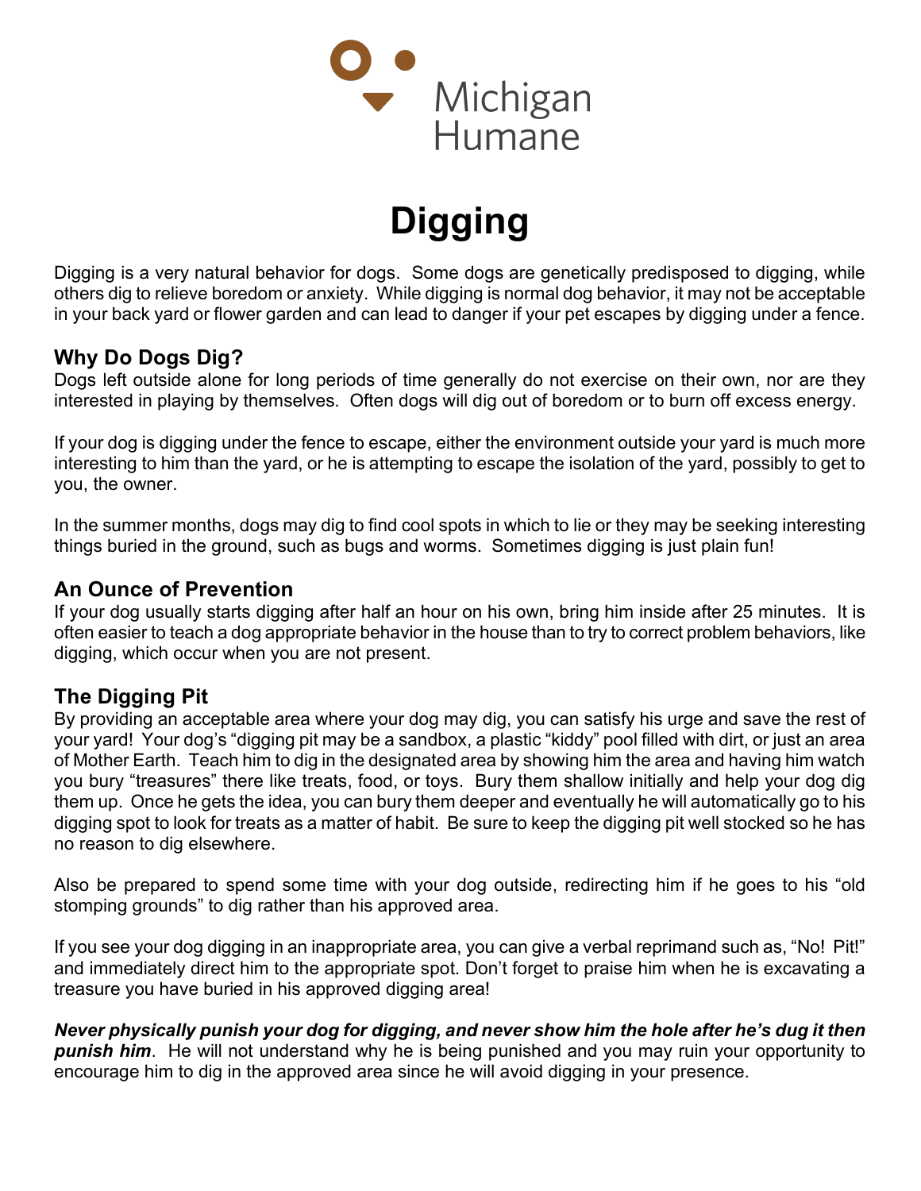Michigan Humane

# Digging

Digging is a very natural behavior for dogs. Some dogs are genetically predisposed to digging, while others dig to relieve boredom or anxiety. While digging is normal dog behavior, it may not be acceptable in your back yard or flower garden and can lead to danger if your pet escapes by digging under a fence.

## Why Do Dogs Dig?

Dogs left outside alone for long periods of time generally do not exercise on their own, nor are they interested in playing by themselves. Often dogs will dig out of boredom or to burn off excess energy.

If your dog is digging under the fence to escape, either the environment outside your yard is much more interesting to him than the yard, or he is attempting to escape the isolation of the yard, possibly to get to you, the owner.

In the summer months, dogs may dig to find cool spots in which to lie or they may be seeking interesting things buried in the ground, such as bugs and worms. Sometimes digging is just plain fun!

## An Ounce of Prevention

If your dog usually starts digging after half an hour on his own, bring him inside after 25 minutes. It is often easier to teach a dog appropriate behavior in the house than to try to correct problem behaviors, like digging, which occur when you are not present.

## The Digging Pit

By providing an acceptable area where your dog may dig, you can satisfy his urge and save the rest of your yard! Your dog's "digging pit may be a sandbox, a plastic "kiddy" pool filled with dirt, or just an area of Mother Earth. Teach him to dig in the designated area by showing him the area and having him watch you bury "treasures" there like treats, food, or toys. Bury them shallow initially and help your dog dig them up. Once he gets the idea, you can bury them deeper and eventually he will automatically go to his digging spot to look for treats as a matter of habit. Be sure to keep the digging pit well stocked so he has no reason to dig elsewhere.

Also be prepared to spend some time with your dog outside, redirecting him if he goes to his "old stomping grounds" to dig rather than his approved area.

If you see your dog digging in an inappropriate area, you can give a verbal reprimand such as, "No! Pit!" and immediately direct him to the appropriate spot. Don't forget to praise him when he is excavating a treasure you have buried in his approved digging area!

***Never physically punish your dog for digging, and never show him the hole after he's dug it then punish him***. He will not understand why he is being punished and you may ruin your opportunity to encourage him to dig in the approved area since he will avoid digging in your presence.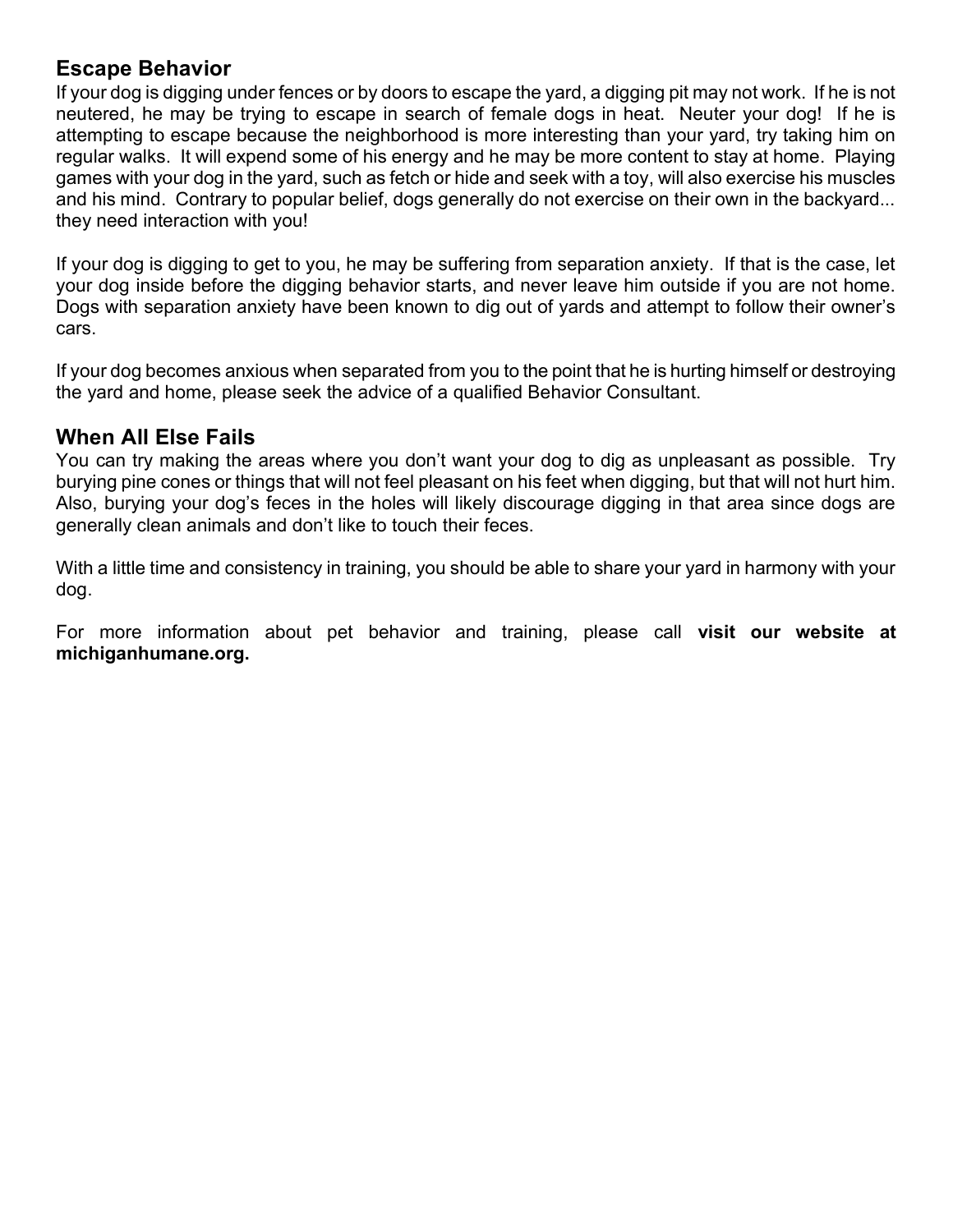## Escape Behavior

If your dog is digging under fences or by doors to escape the yard, a digging pit may not work. If he is not neutered, he may be trying to escape in search of female dogs in heat. Neuter your dog! If he is attempting to escape because the neighborhood is more interesting than your yard, try taking him on regular walks. It will expend some of his energy and he may be more content to stay at home. Playing games with your dog in the yard, such as fetch or hide and seek with a toy, will also exercise his muscles and his mind. Contrary to popular belief, dogs generally do not exercise on their own in the backyard... they need interaction with you!

If your dog is digging to get to you, he may be suffering from separation anxiety. If that is the case, let your dog inside before the digging behavior starts, and never leave him outside if you are not home. Dogs with separation anxiety have been known to dig out of yards and attempt to follow their owner's cars.

If your dog becomes anxious when separated from you to the point that he is hurting himself or destroying the yard and home, please seek the advice of a qualified Behavior Consultant.

## When All Else Fails

You can try making the areas where you don't want your dog to dig as unpleasant as possible. Try burying pine cones or things that will not feel pleasant on his feet when digging, but that will not hurt him. Also, burying your dog's feces in the holes will likely discourage digging in that area since dogs are generally clean animals and don't like to touch their feces.

With a little time and consistency in training, you should be able to share your yard in harmony with your dog.

For more information about pet behavior and training, please call **visit our website at michiganhumane.org.**